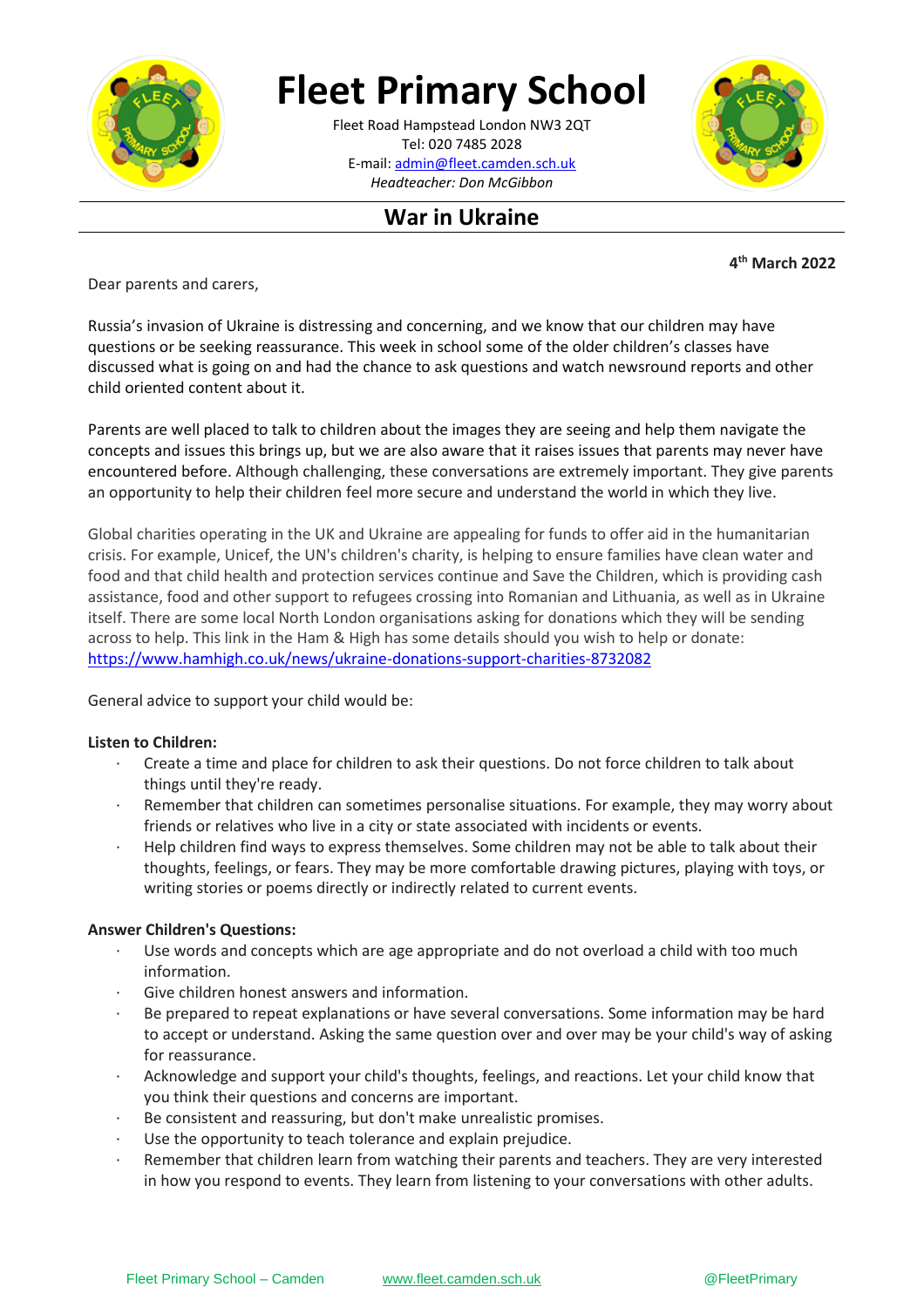# Fleet Primary School

Fleet Road Hampstead London NW3 2QT
Tel: 020 7485 2028
E-mail: admin@fleet.camden.sch.uk
*Headteacher: Don McGibbon*

## War in Ukraine

**4th March 2022**

Dear parents and carers,

Russia's invasion of Ukraine is distressing and concerning, and we know that our children may have questions or be seeking reassurance. This week in school some of the older children's classes have discussed what is going on and had the chance to ask questions and watch newsround reports and other child oriented content about it.

Parents are well placed to talk to children about the images they are seeing and help them navigate the concepts and issues this brings up, but we are also aware that it raises issues that parents may never have encountered before. Although challenging, these conversations are extremely important. They give parents an opportunity to help their children feel more secure and understand the world in which they live.

Global charities operating in the UK and Ukraine are appealing for funds to offer aid in the humanitarian crisis. For example, Unicef, the UN's children's charity, is helping to ensure families have clean water and food and that child health and protection services continue and Save the Children, which is providing cash assistance, food and other support to refugees crossing into Romanian and Lithuania, as well as in Ukraine itself. There are some local North London organisations asking for donations which they will be sending across to help. This link in the Ham & High has some details should you wish to help or donate: https://www.hamhigh.co.uk/news/ukraine-donations-support-charities-8732082

General advice to support your child would be:

**Listen to Children:**

- Create a time and place for children to ask their questions. Do not force children to talk about things until they're ready.
- Remember that children can sometimes personalise situations. For example, they may worry about friends or relatives who live in a city or state associated with incidents or events.
- Help children find ways to express themselves. Some children may not be able to talk about their thoughts, feelings, or fears. They may be more comfortable drawing pictures, playing with toys, or writing stories or poems directly or indirectly related to current events.

**Answer Children's Questions:**

- Use words and concepts which are age appropriate and do not overload a child with too much information.
- Give children honest answers and information.
- Be prepared to repeat explanations or have several conversations. Some information may be hard to accept or understand. Asking the same question over and over may be your child's way of asking for reassurance.
- Acknowledge and support your child's thoughts, feelings, and reactions. Let your child know that you think their questions and concerns are important.
- Be consistent and reassuring, but don't make unrealistic promises.
- Use the opportunity to teach tolerance and explain prejudice.
- Remember that children learn from watching their parents and teachers. They are very interested in how you respond to events. They learn from listening to your conversations with other adults.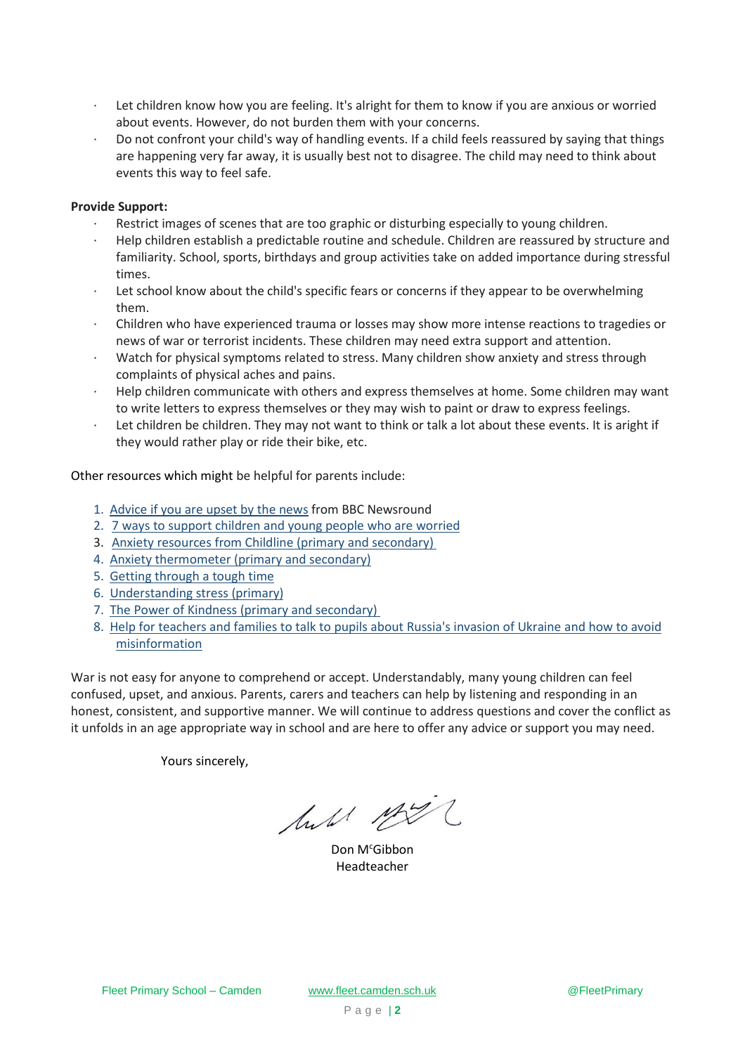- Let children know how you are feeling. It's alright for them to know if you are anxious or worried about events. However, do not burden them with your concerns.
- Do not confront your child's way of handling events. If a child feels reassured by saying that things are happening very far away, it is usually best not to disagree. The child may need to think about events this way to feel safe.

**Provide Support:**

- Restrict images of scenes that are too graphic or disturbing especially to young children.
- Help children establish a predictable routine and schedule. Children are reassured by structure and familiarity. School, sports, birthdays and group activities take on added importance during stressful times.
- Let school know about the child's specific fears or concerns if they appear to be overwhelming them.
- Children who have experienced trauma or losses may show more intense reactions to tragedies or news of war or terrorist incidents. These children may need extra support and attention.
- Watch for physical symptoms related to stress. Many children show anxiety and stress through complaints of physical aches and pains.
- Help children communicate with others and express themselves at home. Some children may want to write letters to express themselves or they may wish to paint or draw to express feelings.
- Let children be children. They may not want to think or talk a lot about these events. It is alright if they would rather play or ride their bike, etc.

Other resources which might be helpful for parents include:

1. Advice if you are upset by the news from BBC Newsround
2. 7 ways to support children and young people who are worried
3. Anxiety resources from Childline (primary and secondary)
4. Anxiety thermometer (primary and secondary)
5. Getting through a tough time
6. Understanding stress (primary)
7. The Power of Kindness (primary and secondary)
8. Help for teachers and families to talk to pupils about Russia's invasion of Ukraine and how to avoid misinformation

War is not easy for anyone to comprehend or accept. Understandably, many young children can feel confused, upset, and anxious. Parents, carers and teachers can help by listening and responding in an honest, consistent, and supportive manner. We will continue to address questions and cover the conflict as it unfolds in an age appropriate way in school and are here to offer any advice or support you may need.

Yours sincerely,

Don McGibbon
Headteacher

Fleet Primary School – Camden www.fleet.camden.sch.uk @FleetPrimary